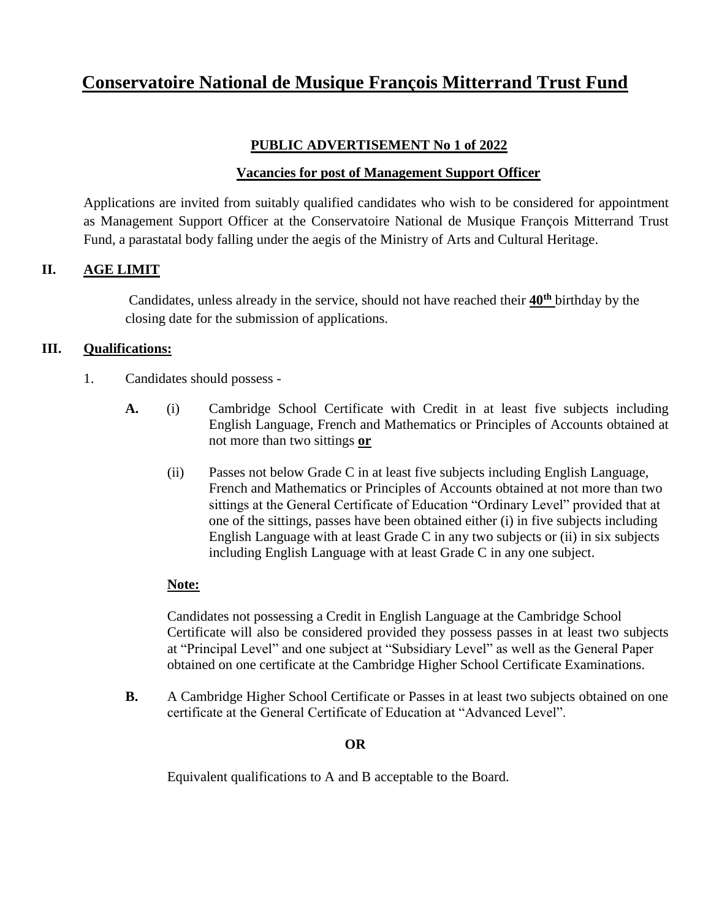# Conservatoire National de Musique François Mitterrand Trust Fund

## PUBLIC ADVERTISEMENT No 1 of 2022

### Vacancies for post of Management Support Officer

Applications are invited from suitably qualified candidates who wish to be considered for appointment as Management Support Officer at the Conservatoire National de Musique François Mitterrand Trust Fund, a parastatal body falling under the aegis of the Ministry of Arts and Cultural Heritage.

## II. AGE LIMIT

Candidates, unless already in the service, should not have reached their **40th** birthday by the closing date for the submission of applications.

## III. Qualifications:

1. Candidates should possess -

**A.** (i) Cambridge School Certificate with Credit in at least five subjects including English Language, French and Mathematics or Principles of Accounts obtained at not more than two sittings **or**

(ii) Passes not below Grade C in at least five subjects including English Language, French and Mathematics or Principles of Accounts obtained at not more than two sittings at the General Certificate of Education "Ordinary Level" provided that at one of the sittings, passes have been obtained either (i) in five subjects including English Language with at least Grade C in any two subjects or (ii) in six subjects including English Language with at least Grade C in any one subject.

**Note:**

Candidates not possessing a Credit in English Language at the Cambridge School Certificate will also be considered provided they possess passes in at least two subjects at "Principal Level" and one subject at "Subsidiary Level" as well as the General Paper obtained on one certificate at the Cambridge Higher School Certificate Examinations.

**B.** A Cambridge Higher School Certificate or Passes in at least two subjects obtained on one certificate at the General Certificate of Education at "Advanced Level".

**OR**

Equivalent qualifications to A and B acceptable to the Board.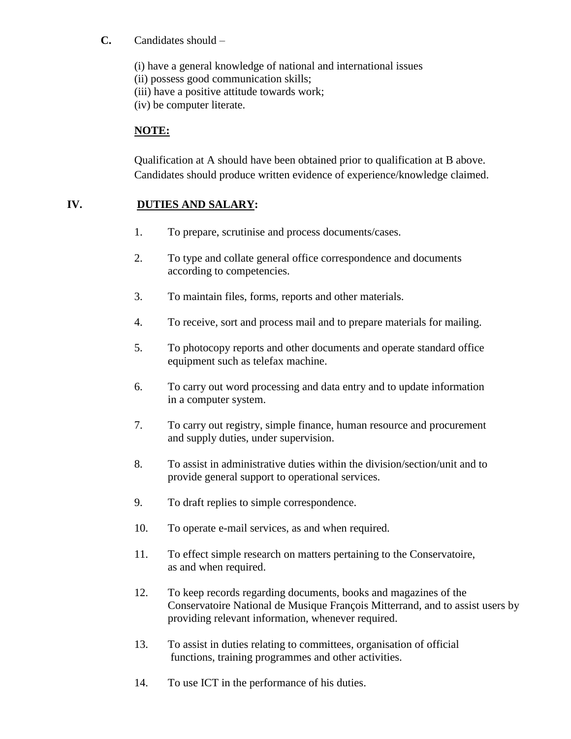**C.** Candidates should –

(i) have a general knowledge of national and international issues
(ii) possess good communication skills;
(iii) have a positive attitude towards work;
(iv) be computer literate.

**NOTE:**

Qualification at A should have been obtained prior to qualification at B above. Candidates should produce written evidence of experience/knowledge claimed.

## IV. DUTIES AND SALARY:

1. To prepare, scrutinise and process documents/cases.
2. To type and collate general office correspondence and documents according to competencies.
3. To maintain files, forms, reports and other materials.
4. To receive, sort and process mail and to prepare materials for mailing.
5. To photocopy reports and other documents and operate standard office equipment such as telefax machine.
6. To carry out word processing and data entry and to update information in a computer system.
7. To carry out registry, simple finance, human resource and procurement and supply duties, under supervision.
8. To assist in administrative duties within the division/section/unit and to provide general support to operational services.
9. To draft replies to simple correspondence.
10. To operate e-mail services, as and when required.
11. To effect simple research on matters pertaining to the Conservatoire, as and when required.
12. To keep records regarding documents, books and magazines of the Conservatoire National de Musique François Mitterrand, and to assist users by providing relevant information, whenever required.
13. To assist in duties relating to committees, organisation of official functions, training programmes and other activities.
14. To use ICT in the performance of his duties.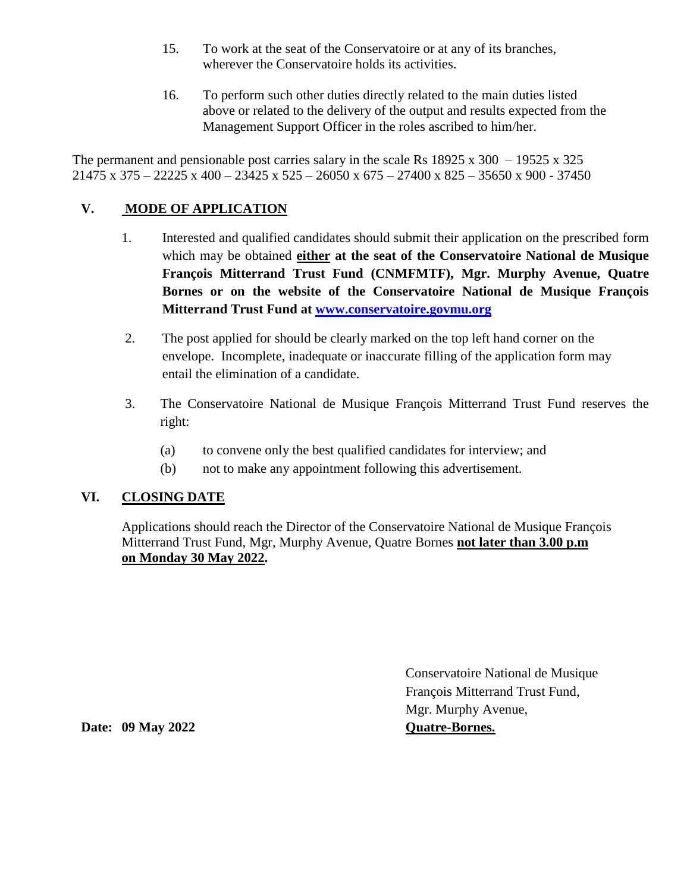15. To work at the seat of the Conservatoire or at any of its branches, wherever the Conservatoire holds its activities.

16. To perform such other duties directly related to the main duties listed above or related to the delivery of the output and results expected from the Management Support Officer in the roles ascribed to him/her.

The permanent and pensionable post carries salary in the scale Rs 18925 x 300 – 19525 x 325 21475 x 375 – 22225 x 400 – 23425 x 525 – 26050 x 675 – 27400 x 825 – 35650 x 900 - 37450

## V. MODE OF APPLICATION

1. Interested and qualified candidates should submit their application on the prescribed form which may be obtained **either at the seat of the Conservatoire National de Musique François Mitterrand Trust Fund (CNMFMTF), Mgr. Murphy Avenue, Quatre Bornes or on the website of the Conservatoire National de Musique François Mitterrand Trust Fund at www.conservatoire.govmu.org**

2. The post applied for should be clearly marked on the top left hand corner on the envelope. Incomplete, inadequate or inaccurate filling of the application form may entail the elimination of a candidate.

3. The Conservatoire National de Musique François Mitterrand Trust Fund reserves the right:

   (a) to convene only the best qualified candidates for interview; and
   
   (b) not to make any appointment following this advertisement.

## VI. CLOSING DATE

Applications should reach the Director of the Conservatoire National de Musique François Mitterrand Trust Fund, Mgr, Murphy Avenue, Quatre Bornes **not later than 3.00 p.m on Monday 30 May 2022.**

Conservatoire National de Musique
François Mitterrand Trust Fund,
Mgr. Murphy Avenue,
**Quatre-Bornes.**

**Date: 09 May 2022**